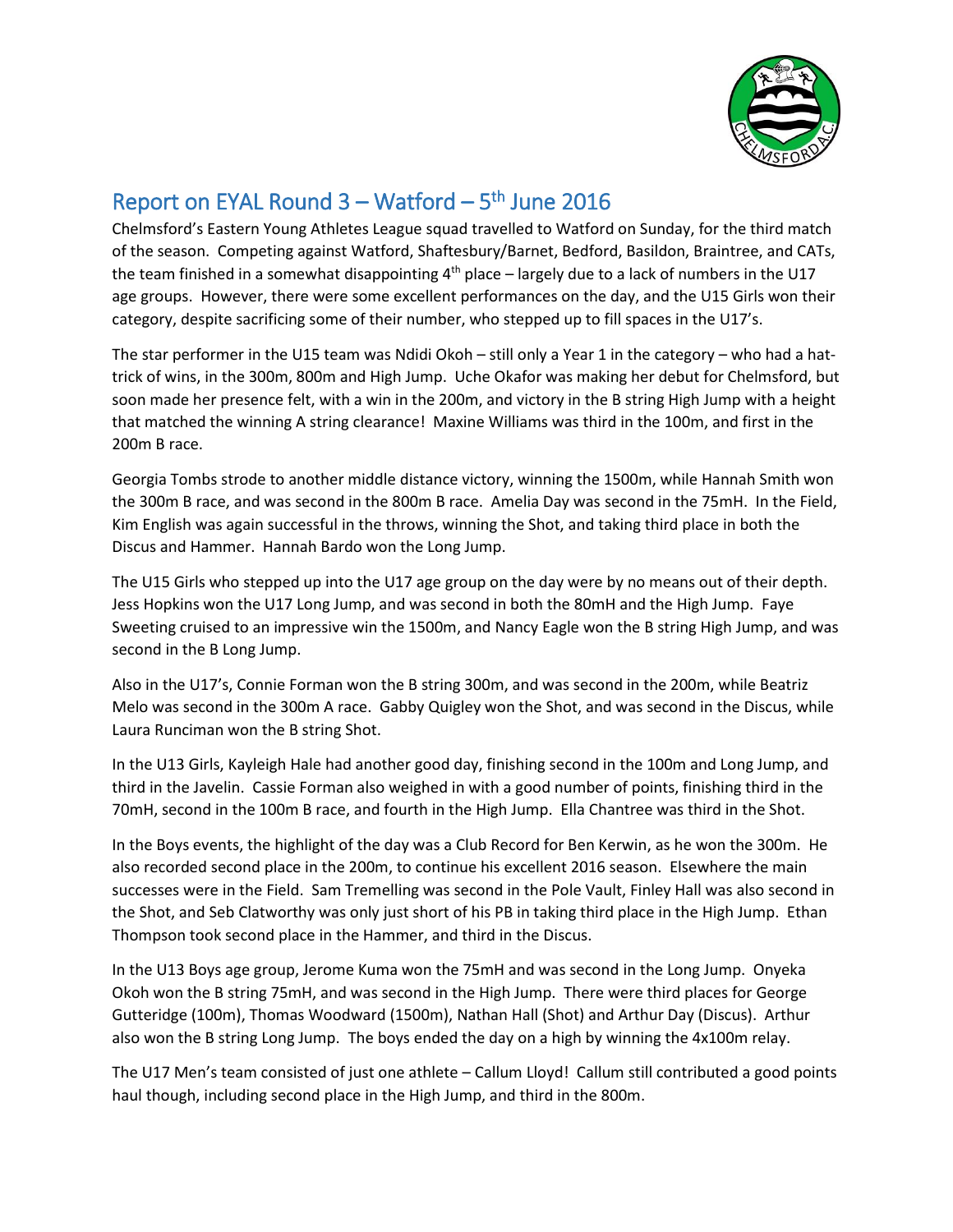# Report on EYAL Round 3 – Watford – 5th June 2016

Chelmsford's Eastern Young Athletes League squad travelled to Watford on Sunday, for the third match of the season. Competing against Watford, Shaftesbury/Barnet, Bedford, Basildon, Braintree, and CATs, the team finished in a somewhat disappointing 4th place – largely due to a lack of numbers in the U17 age groups. However, there were some excellent performances on the day, and the U15 Girls won their category, despite sacrificing some of their number, who stepped up to fill spaces in the U17's.

The star performer in the U15 team was Ndidi Okoh – still only a Year 1 in the category – who had a hat-trick of wins, in the 300m, 800m and High Jump. Uche Okafor was making her debut for Chelmsford, but soon made her presence felt, with a win in the 200m, and victory in the B string High Jump with a height that matched the winning A string clearance! Maxine Williams was third in the 100m, and first in the 200m B race.

Georgia Tombs strode to another middle distance victory, winning the 1500m, while Hannah Smith won the 300m B race, and was second in the 800m B race. Amelia Day was second in the 75mH. In the Field, Kim English was again successful in the throws, winning the Shot, and taking third place in both the Discus and Hammer. Hannah Bardo won the Long Jump.

The U15 Girls who stepped up into the U17 age group on the day were by no means out of their depth. Jess Hopkins won the U17 Long Jump, and was second in both the 80mH and the High Jump. Faye Sweeting cruised to an impressive win the 1500m, and Nancy Eagle won the B string High Jump, and was second in the B Long Jump.

Also in the U17's, Connie Forman won the B string 300m, and was second in the 200m, while Beatriz Melo was second in the 300m A race. Gabby Quigley won the Shot, and was second in the Discus, while Laura Runciman won the B string Shot.

In the U13 Girls, Kayleigh Hale had another good day, finishing second in the 100m and Long Jump, and third in the Javelin. Cassie Forman also weighed in with a good number of points, finishing third in the 70mH, second in the 100m B race, and fourth in the High Jump. Ella Chantree was third in the Shot.

In the Boys events, the highlight of the day was a Club Record for Ben Kerwin, as he won the 300m. He also recorded second place in the 200m, to continue his excellent 2016 season. Elsewhere the main successes were in the Field. Sam Tremelling was second in the Pole Vault, Finley Hall was also second in the Shot, and Seb Clatworthy was only just short of his PB in taking third place in the High Jump. Ethan Thompson took second place in the Hammer, and third in the Discus.

In the U13 Boys age group, Jerome Kuma won the 75mH and was second in the Long Jump. Onyeka Okoh won the B string 75mH, and was second in the High Jump. There were third places for George Gutteridge (100m), Thomas Woodward (1500m), Nathan Hall (Shot) and Arthur Day (Discus). Arthur also won the B string Long Jump. The boys ended the day on a high by winning the 4x100m relay.

The U17 Men's team consisted of just one athlete – Callum Lloyd! Callum still contributed a good points haul though, including second place in the High Jump, and third in the 800m.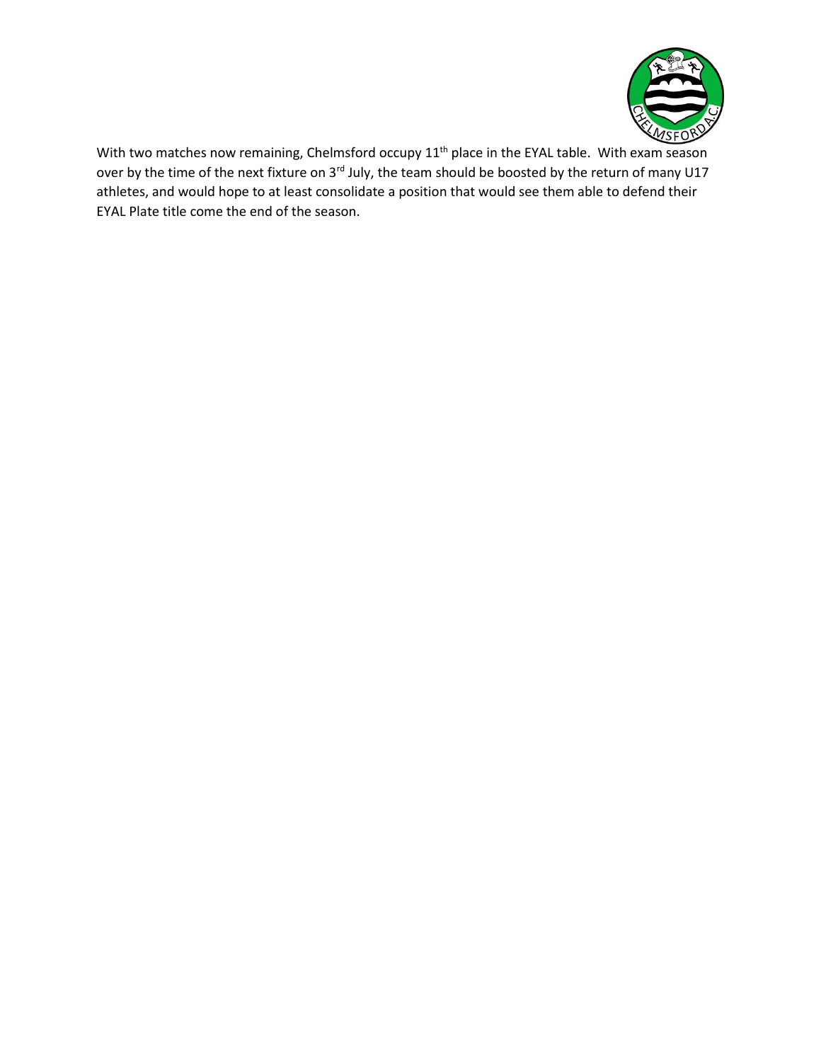With two matches now remaining, Chelmsford occupy 11th place in the EYAL table. With exam season over by the time of the next fixture on 3rd July, the team should be boosted by the return of many U17 athletes, and would hope to at least consolidate a position that would see them able to defend their EYAL Plate title come the end of the season.